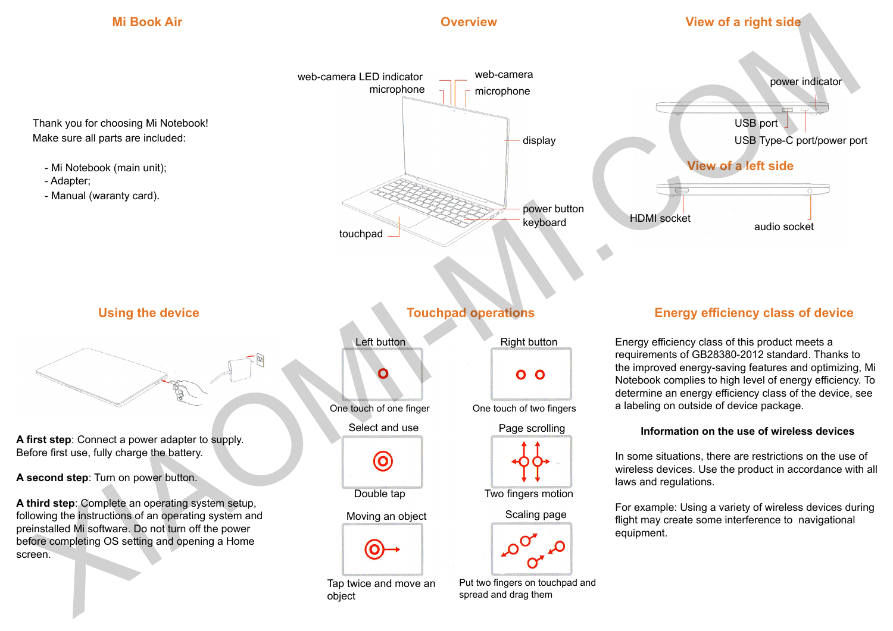## Mi Book Air

Thank you for choosing Mi Notebook!
Make sure all parts are included:

- Mi Notebook (main unit);
- Adapter;
- Manual (waranty card).

## Overview

web-camera LED indicator
microphone
web-camera
microphone
display
power button
keyboard
touchpad

## View of a right side

power indicator
USB port
USB Type-C port/power port

## View of a left side

HDMI socket
audio socket

## Using the device

**A first step**: Connect a power adapter to supply. Before first use, fully charge the battery.

**A second step**: Turn on power button.

**A third step**: Complete an operating system setup, following the instructions of an operating system and preinstalled Mi software. Do not turn off the power before completing OS setting and opening a Home screen.

## Touchpad operations

Left button
One touch of one finger

Right button
One touch of two fingers

Select and use
Double tap

Page scrolling
Two fingers motion

Moving an object
Tap twice and move an object

Scaling page
Put two fingers on touchpad and spread and drag them

## Energy efficiency class of device

Energy efficiency class of this product meets a requirements of GB28380-2012 standard. Thanks to the improved energy-saving features and optimizing, Mi Notebook complies to high level of energy efficiency. To determine an energy efficiency class of the device, see a labeling on outside of device package.

**Information on the use of wireless devices**

In some situations, there are restrictions on the use of wireless devices. Use the product in accordance with all laws and regulations.

For example: Using a variety of wireless devices during flight may create some interference to navigational equipment.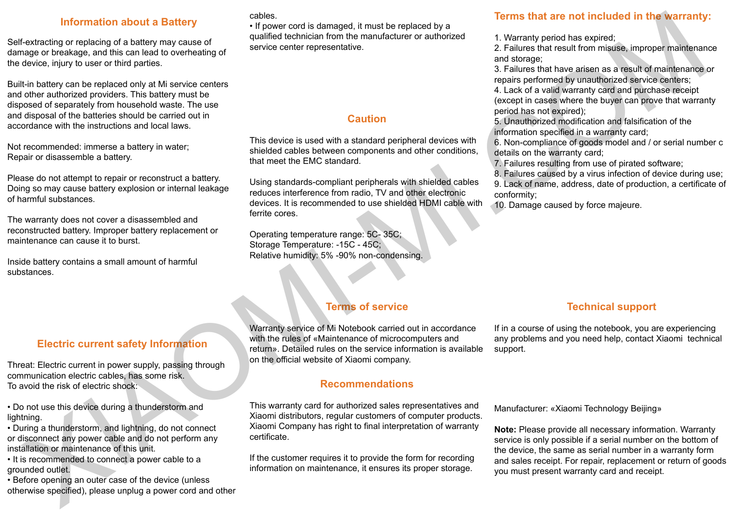## Information about a Battery

Self-extracting or replacing of a battery may cause of damage or breakage, and this can lead to overheating of the device, injury to user or third parties.

Built-in battery can be replaced only at Mi service centers and other authorized providers. This battery must be disposed of separately from household waste. The use and disposal of the batteries should be carried out in accordance with the instructions and local laws.

Not recommended: immerse a battery in water;
Repair or disassemble a battery.

Please do not attempt to repair or reconstruct a battery. Doing so may cause battery explosion or internal leakage of harmful substances.

The warranty does not cover a disassembled and reconstructed battery. Improper battery replacement or maintenance can cause it to burst.

Inside battery contains a small amount of harmful substances.

## Electric current safety Information

Threat: Electric current in power supply, passing through communication electric cables, has some risk.
To avoid the risk of electric shock:

- Do not use this device during a thunderstorm and lightning.
- During a thunderstorm, and lightning, do not connect or disconnect any power cable and do not perform any installation or maintenance of this unit.
- It is recommended to connect a power cable to a grounded outlet.
- Before opening an outer case of the device (unless otherwise specified), please unplug a power cord and other cables.
- If power cord is damaged, it must be replaced by a qualified technician from the manufacturer or authorized service center representative.

## Caution

This device is used with a standard peripheral devices with shielded cables between components and other conditions, that meet the EMC standard.

Using standards-compliant peripherals with shielded cables reduces interference from radio, TV and other electronic devices. It is recommended to use shielded HDMI cable with ferrite cores.

Operating temperature range: 5C- 35C;
Storage Temperature: -15C - 45C;
Relative humidity: 5% -90% non-condensing.

## Terms of service

Warranty service of Mi Notebook carried out in accordance with the rules of «Maintenance of microcomputers and return». Detailed rules on the service information is available on the official website of Xiaomi company.

## Recommendations

This warranty card for authorized sales representatives and Xiaomi distributors, regular customers of computer products. Xiaomi Company has right to final interpretation of warranty certificate.

If the customer requires it to provide the form for recording information on maintenance, it ensures its proper storage.

## Terms that are not included in the warranty:

1. Warranty period has expired;
2. Failures that result from misuse, improper maintenance and storage;
3. Failures that have arisen as a result of maintenance or repairs performed by unauthorized service centers;
4. Lack of a valid warranty card and purchase receipt (except in cases where the buyer can prove that warranty period has not expired);
5. Unauthorized modification and falsification of the information specified in a warranty card;
6. Non-compliance of goods model and / or serial number c details on the warranty card;
7. Failures resulting from use of pirated software;
8. Failures caused by a virus infection of device during use;
9. Lack of name, address, date of production, a certificate of conformity;
10. Damage caused by force majeure.

## Technical support

If in a course of using the notebook, you are experiencing any problems and you need help, contact Xiaomi technical support.

Manufacturer: «Xiaomi Technology Beijing»

**Note:** Please provide all necessary information. Warranty service is only possible if a serial number on the bottom of the device, the same as serial number in a warranty form and sales receipt. For repair, replacement or return of goods you must present warranty card and receipt.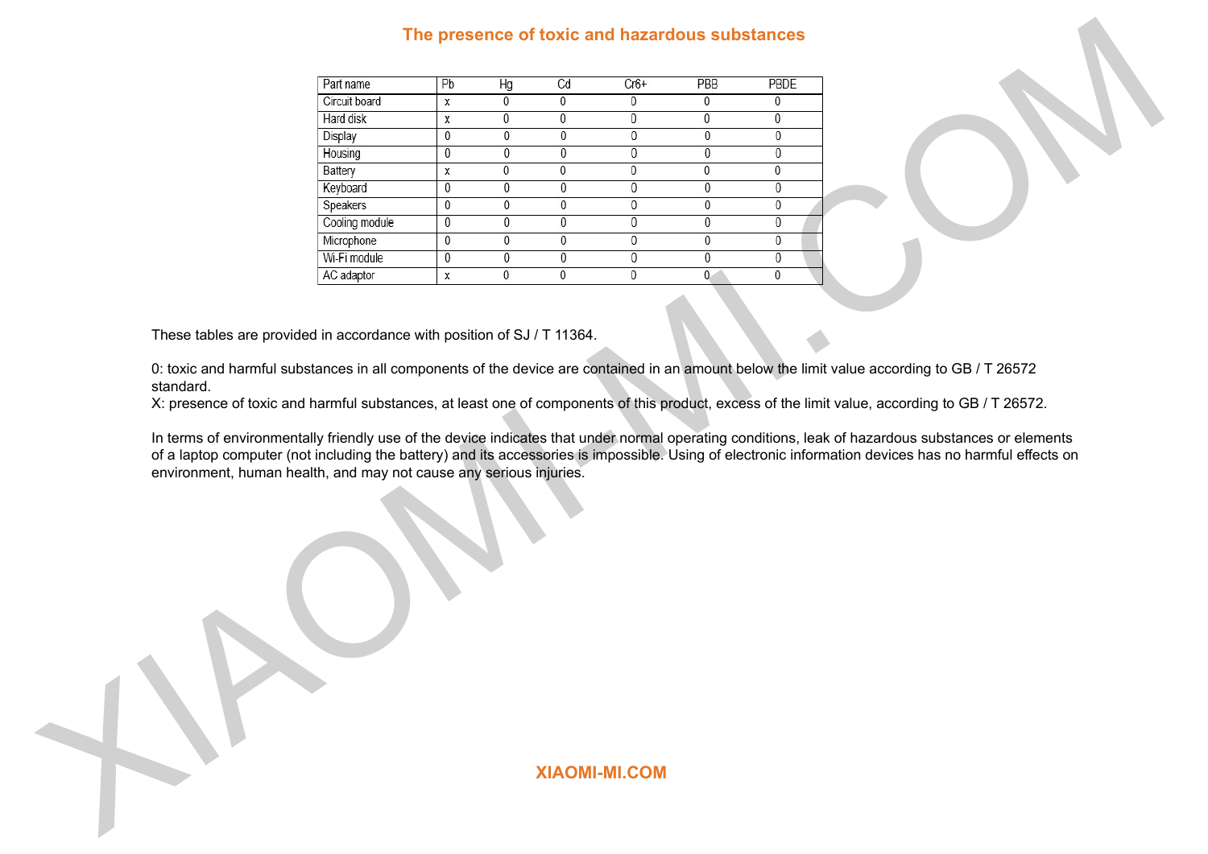## The presence of toxic and hazardous substances

| Part name | Pb | Hg | Cd | Cr6+ | PBB | PBDE |
|---|---|---|---|---|---|---|
| Circuit board | x | 0 | 0 | 0 | 0 | 0 |
| Hard disk | x | 0 | 0 | 0 | 0 | 0 |
| Display | 0 | 0 | 0 | 0 | 0 | 0 |
| Housing | 0 | 0 | 0 | 0 | 0 | 0 |
| Battery | x | 0 | 0 | 0 | 0 | 0 |
| Keyboard | 0 | 0 | 0 | 0 | 0 | 0 |
| Speakers | 0 | 0 | 0 | 0 | 0 | 0 |
| Cooling module | 0 | 0 | 0 | 0 | 0 | 0 |
| Microphone | 0 | 0 | 0 | 0 | 0 | 0 |
| Wi-Fi module | 0 | 0 | 0 | 0 | 0 | 0 |
| AC adaptor | x | 0 | 0 | 0 | 0 | 0 |

These tables are provided in accordance with position of SJ / T 11364.

0: toxic and harmful substances in all components of the device are contained in an amount below the limit value according to GB / T 26572 standard.
X: presence of toxic and harmful substances, at least one of components of this product, excess of the limit value, according to GB / T 26572.

In terms of environmentally friendly use of the device indicates that under normal operating conditions, leak of hazardous substances or elements of a laptop computer (not including the battery) and its accessories is impossible. Using of electronic information devices has no harmful effects on environment, human health, and may not cause any serious injuries.